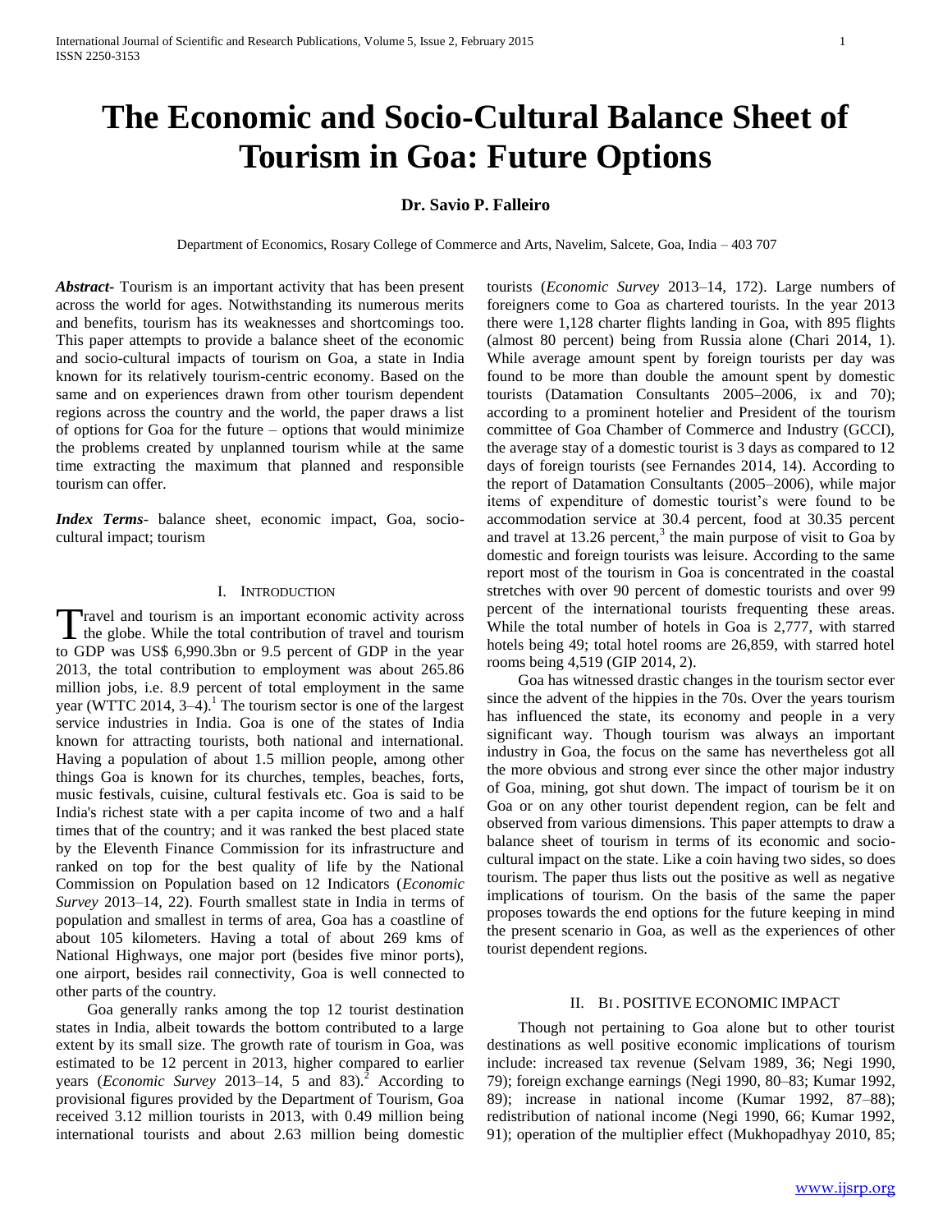# The Economic and Socio-Cultural Balance Sheet of Tourism in Goa: Future Options

**Dr. Savio P. Falleiro**

Department of Economics, Rosary College of Commerce and Arts, Navelim, Salcete, Goa, India – 403 707

***Abstract-*** Tourism is an important activity that has been present across the world for ages. Notwithstanding its numerous merits and benefits, tourism has its weaknesses and shortcomings too. This paper attempts to provide a balance sheet of the economic and socio-cultural impacts of tourism on Goa, a state in India known for its relatively tourism-centric economy. Based on the same and on experiences drawn from other tourism dependent regions across the country and the world, the paper draws a list of options for Goa for the future – options that would minimize the problems created by unplanned tourism while at the same time extracting the maximum that planned and responsible tourism can offer.

***Index Terms-*** balance sheet, economic impact, Goa, socio-cultural impact; tourism

## I. Introduction

Travel and tourism is an important economic activity across the globe. While the total contribution of travel and tourism to GDP was US$ 6,990.3bn or 9.5 percent of GDP in the year 2013, the total contribution to employment was about 265.86 million jobs, i.e. 8.9 percent of total employment in the same year (WTTC 2014, 3–4).[1] The tourism sector is one of the largest service industries in India. Goa is one of the states of India known for attracting tourists, both national and international. Having a population of about 1.5 million people, among other things Goa is known for its churches, temples, beaches, forts, music festivals, cuisine, cultural festivals etc. Goa is said to be India's richest state with a per capita income of two and a half times that of the country; and it was ranked the best placed state by the Eleventh Finance Commission for its infrastructure and ranked on top for the best quality of life by the National Commission on Population based on 12 Indicators (*Economic Survey* 2013–14, 22). Fourth smallest state in India in terms of population and smallest in terms of area, Goa has a coastline of about 105 kilometers. Having a total of about 269 kms of National Highways, one major port (besides five minor ports), one airport, besides rail connectivity, Goa is well connected to other parts of the country.

Goa generally ranks among the top 12 tourist destination states in India, albeit towards the bottom contributed to a large extent by its small size. The growth rate of tourism in Goa, was estimated to be 12 percent in 2013, higher compared to earlier years (*Economic Survey* 2013–14, 5 and 83).[2] According to provisional figures provided by the Department of Tourism, Goa received 3.12 million tourists in 2013, with 0.49 million being international tourists and about 2.63 million being domestic tourists (*Economic Survey* 2013–14, 172). Large numbers of foreigners come to Goa as chartered tourists. In the year 2013 there were 1,128 charter flights landing in Goa, with 895 flights (almost 80 percent) being from Russia alone (Chari 2014, 1). While average amount spent by foreign tourists per day was found to be more than double the amount spent by domestic tourists (Datamation Consultants 2005–2006, ix and 70); according to a prominent hotelier and President of the tourism committee of Goa Chamber of Commerce and Industry (GCCI), the average stay of a domestic tourist is 3 days as compared to 12 days of foreign tourists (see Fernandes 2014, 14). According to the report of Datamation Consultants (2005–2006), while major items of expenditure of domestic tourist's were found to be accommodation service at 30.4 percent, food at 30.35 percent and travel at 13.26 percent,[3] the main purpose of visit to Goa by domestic and foreign tourists was leisure. According to the same report most of the tourism in Goa is concentrated in the coastal stretches with over 90 percent of domestic tourists and over 99 percent of the international tourists frequenting these areas. While the total number of hotels in Goa is 2,777, with starred hotels being 49; total hotel rooms are 26,859, with starred hotel rooms being 4,519 (GIP 2014, 2).

Goa has witnessed drastic changes in the tourism sector ever since the advent of the hippies in the 70s. Over the years tourism has influenced the state, its economy and people in a very significant way. Though tourism was always an important industry in Goa, the focus on the same has nevertheless got all the more obvious and strong ever since the other major industry of Goa, mining, got shut down. The impact of tourism be it on Goa or on any other tourist dependent region, can be felt and observed from various dimensions. This paper attempts to draw a balance sheet of tourism in terms of its economic and socio-cultural impact on the state. Like a coin having two sides, so does tourism. The paper thus lists out the positive as well as negative implications of tourism. On the basis of the same the paper proposes towards the end options for the future keeping in mind the present scenario in Goa, as well as the experiences of other tourist dependent regions.

## II. Bi . Positive Economic Impact

Though not pertaining to Goa alone but to other tourist destinations as well positive economic implications of tourism include: increased tax revenue (Selvam 1989, 36; Negi 1990, 79); foreign exchange earnings (Negi 1990, 80–83; Kumar 1992, 89); increase in national income (Kumar 1992, 87–88); redistribution of national income (Negi 1990, 66; Kumar 1992, 91); operation of the multiplier effect (Mukhopadhyay 2010, 85;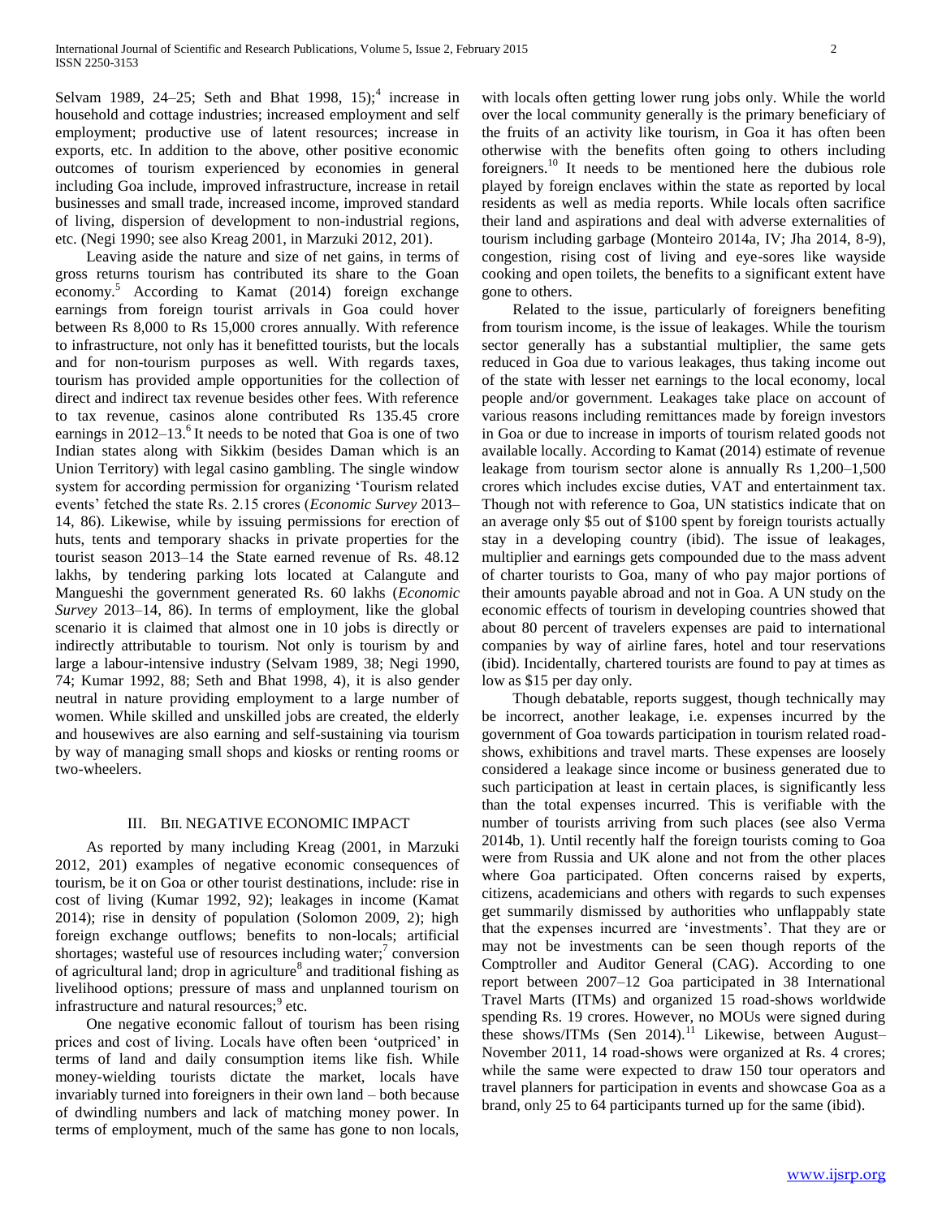Selvam 1989, 24–25; Seth and Bhat 1998, 15);[4] increase in household and cottage industries; increased employment and self employment; productive use of latent resources; increase in exports, etc. In addition to the above, other positive economic outcomes of tourism experienced by economies in general including Goa include, improved infrastructure, increase in retail businesses and small trade, increased income, improved standard of living, dispersion of development to non-industrial regions, etc. (Negi 1990; see also Kreag 2001, in Marzuki 2012, 201).

Leaving aside the nature and size of net gains, in terms of gross returns tourism has contributed its share to the Goan economy.[5] According to Kamat (2014) foreign exchange earnings from foreign tourist arrivals in Goa could hover between Rs 8,000 to Rs 15,000 crores annually. With reference to infrastructure, not only has it benefitted tourists, but the locals and for non-tourism purposes as well. With regards taxes, tourism has provided ample opportunities for the collection of direct and indirect tax revenue besides other fees. With reference to tax revenue, casinos alone contributed Rs 135.45 crore earnings in 2012–13.[6] It needs to be noted that Goa is one of two Indian states along with Sikkim (besides Daman which is an Union Territory) with legal casino gambling. The single window system for according permission for organizing 'Tourism related events' fetched the state Rs. 2.15 crores (*Economic Survey* 2013–14, 86). Likewise, while by issuing permissions for erection of huts, tents and temporary shacks in private properties for the tourist season 2013–14 the State earned revenue of Rs. 48.12 lakhs, by tendering parking lots located at Calangute and Mangueshi the government generated Rs. 60 lakhs (*Economic Survey* 2013–14, 86). In terms of employment, like the global scenario it is claimed that almost one in 10 jobs is directly or indirectly attributable to tourism. Not only is tourism by and large a labour-intensive industry (Selvam 1989, 38; Negi 1990, 74; Kumar 1992, 88; Seth and Bhat 1998, 4), it is also gender neutral in nature providing employment to a large number of women. While skilled and unskilled jobs are created, the elderly and housewives are also earning and self-sustaining via tourism by way of managing small shops and kiosks or renting rooms or two-wheelers.

## III. BII. NEGATIVE ECONOMIC IMPACT

As reported by many including Kreag (2001, in Marzuki 2012, 201) examples of negative economic consequences of tourism, be it on Goa or other tourist destinations, include: rise in cost of living (Kumar 1992, 92); leakages in income (Kamat 2014); rise in density of population (Solomon 2009, 2); high foreign exchange outflows; benefits to non-locals; artificial shortages; wasteful use of resources including water;[7] conversion of agricultural land; drop in agriculture[8] and traditional fishing as livelihood options; pressure of mass and unplanned tourism on infrastructure and natural resources;[9] etc.

One negative economic fallout of tourism has been rising prices and cost of living. Locals have often been 'outpriced' in terms of land and daily consumption items like fish. While money-wielding tourists dictate the market, locals have invariably turned into foreigners in their own land – both because of dwindling numbers and lack of matching money power. In terms of employment, much of the same has gone to non locals, with locals often getting lower rung jobs only. While the world over the local community generally is the primary beneficiary of the fruits of an activity like tourism, in Goa it has often been otherwise with the benefits often going to others including foreigners.[10] It needs to be mentioned here the dubious role played by foreign enclaves within the state as reported by local residents as well as media reports. While locals often sacrifice their land and aspirations and deal with adverse externalities of tourism including garbage (Monteiro 2014a, IV; Jha 2014, 8-9), congestion, rising cost of living and eye-sores like wayside cooking and open toilets, the benefits to a significant extent have gone to others.

Related to the issue, particularly of foreigners benefiting from tourism income, is the issue of leakages. While the tourism sector generally has a substantial multiplier, the same gets reduced in Goa due to various leakages, thus taking income out of the state with lesser net earnings to the local economy, local people and/or government. Leakages take place on account of various reasons including remittances made by foreign investors in Goa or due to increase in imports of tourism related goods not available locally. According to Kamat (2014) estimate of revenue leakage from tourism sector alone is annually Rs 1,200–1,500 crores which includes excise duties, VAT and entertainment tax. Though not with reference to Goa, UN statistics indicate that on an average only $5 out of $100 spent by foreign tourists actually stay in a developing country (ibid). The issue of leakages, multiplier and earnings gets compounded due to the mass advent of charter tourists to Goa, many of who pay major portions of their amounts payable abroad and not in Goa. A UN study on the economic effects of tourism in developing countries showed that about 80 percent of travelers expenses are paid to international companies by way of airline fares, hotel and tour reservations (ibid). Incidentally, chartered tourists are found to pay at times as low as $15 per day only.

Though debatable, reports suggest, though technically may be incorrect, another leakage, i.e. expenses incurred by the government of Goa towards participation in tourism related road-shows, exhibitions and travel marts. These expenses are loosely considered a leakage since income or business generated due to such participation at least in certain places, is significantly less than the total expenses incurred. This is verifiable with the number of tourists arriving from such places (see also Verma 2014b, 1). Until recently half the foreign tourists coming to Goa were from Russia and UK alone and not from the other places where Goa participated. Often concerns raised by experts, citizens, academicians and others with regards to such expenses get summarily dismissed by authorities who unflappably state that the expenses incurred are 'investments'. That they are or may not be investments can be seen though reports of the Comptroller and Auditor General (CAG). According to one report between 2007–12 Goa participated in 38 International Travel Marts (ITMs) and organized 15 road-shows worldwide spending Rs. 19 crores. However, no MOUs were signed during these shows/ITMs (Sen 2014).[11] Likewise, between August–November 2011, 14 road-shows were organized at Rs. 4 crores; while the same were expected to draw 150 tour operators and travel planners for participation in events and showcase Goa as a brand, only 25 to 64 participants turned up for the same (ibid).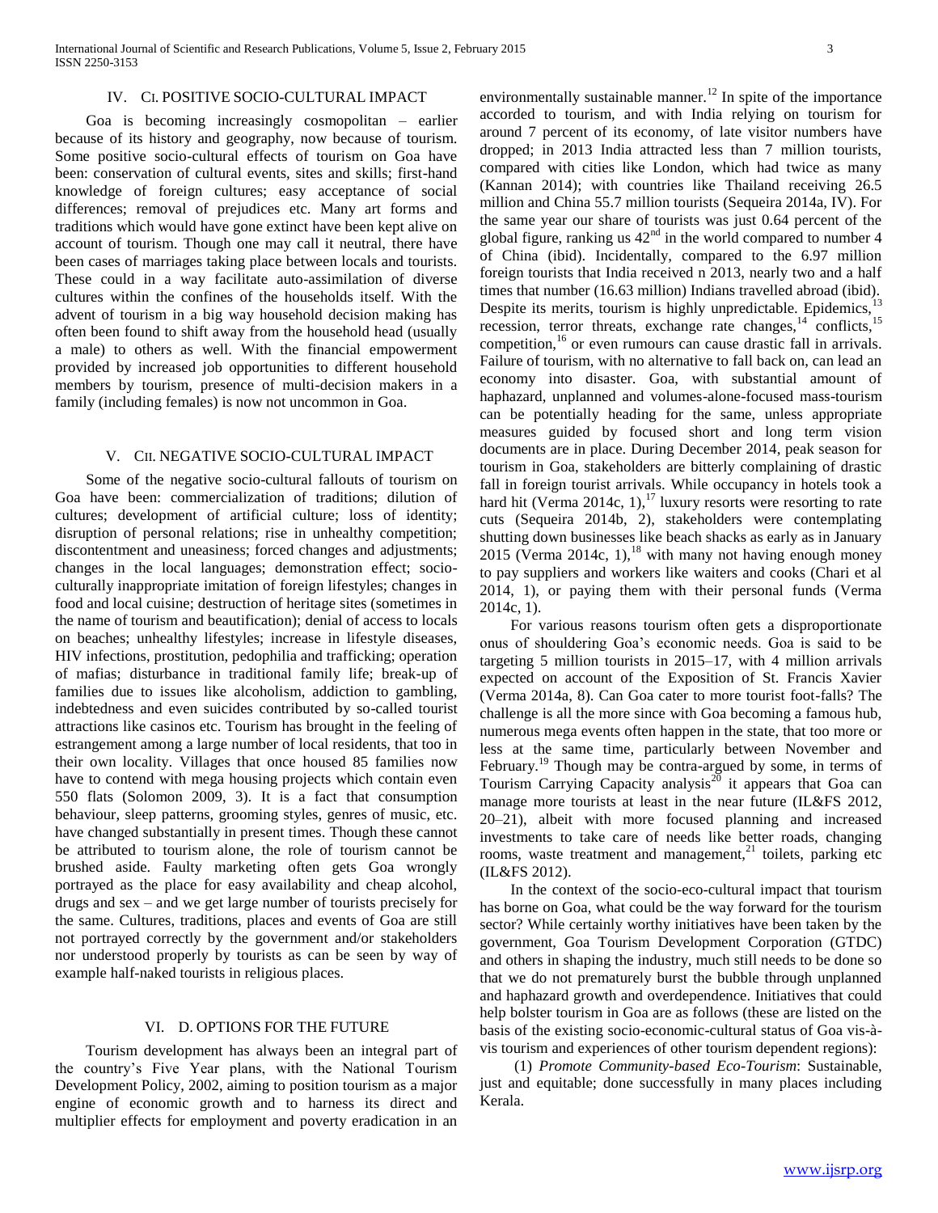## IV. CI. POSITIVE SOCIO-CULTURAL IMPACT

Goa is becoming increasingly cosmopolitan – earlier because of its history and geography, now because of tourism. Some positive socio-cultural effects of tourism on Goa have been: conservation of cultural events, sites and skills; first-hand knowledge of foreign cultures; easy acceptance of social differences; removal of prejudices etc. Many art forms and traditions which would have gone extinct have been kept alive on account of tourism. Though one may call it neutral, there have been cases of marriages taking place between locals and tourists. These could in a way facilitate auto-assimilation of diverse cultures within the confines of the households itself. With the advent of tourism in a big way household decision making has often been found to shift away from the household head (usually a male) to others as well. With the financial empowerment provided by increased job opportunities to different household members by tourism, presence of multi-decision makers in a family (including females) is now not uncommon in Goa.

## V. CII. NEGATIVE SOCIO-CULTURAL IMPACT

Some of the negative socio-cultural fallouts of tourism on Goa have been: commercialization of traditions; dilution of cultures; development of artificial culture; loss of identity; disruption of personal relations; rise in unhealthy competition; discontentment and uneasiness; forced changes and adjustments; changes in the local languages; demonstration effect; socio-culturally inappropriate imitation of foreign lifestyles; changes in food and local cuisine; destruction of heritage sites (sometimes in the name of tourism and beautification); denial of access to locals on beaches; unhealthy lifestyles; increase in lifestyle diseases, HIV infections, prostitution, pedophilia and trafficking; operation of mafias; disturbance in traditional family life; break-up of families due to issues like alcoholism, addiction to gambling, indebtedness and even suicides contributed by so-called tourist attractions like casinos etc. Tourism has brought in the feeling of estrangement among a large number of local residents, that too in their own locality. Villages that once housed 85 families now have to contend with mega housing projects which contain even 550 flats (Solomon 2009, 3). It is a fact that consumption behaviour, sleep patterns, grooming styles, genres of music, etc. have changed substantially in present times. Though these cannot be attributed to tourism alone, the role of tourism cannot be brushed aside. Faulty marketing often gets Goa wrongly portrayed as the place for easy availability and cheap alcohol, drugs and sex – and we get large number of tourists precisely for the same. Cultures, traditions, places and events of Goa are still not portrayed correctly by the government and/or stakeholders nor understood properly by tourists as can be seen by way of example half-naked tourists in religious places.

## VI. D. OPTIONS FOR THE FUTURE

Tourism development has always been an integral part of the country's Five Year plans, with the National Tourism Development Policy, 2002, aiming to position tourism as a major engine of economic growth and to harness its direct and multiplier effects for employment and poverty eradication in an environmentally sustainable manner.[12] In spite of the importance accorded to tourism, and with India relying on tourism for around 7 percent of its economy, of late visitor numbers have dropped; in 2013 India attracted less than 7 million tourists, compared with cities like London, which had twice as many (Kannan 2014); with countries like Thailand receiving 26.5 million and China 55.7 million tourists (Sequeira 2014a, IV). For the same year our share of tourists was just 0.64 percent of the global figure, ranking us 42nd in the world compared to number 4 of China (ibid). Incidentally, compared to the 6.97 million foreign tourists that India received n 2013, nearly two and a half times that number (16.63 million) Indians travelled abroad (ibid). Despite its merits, tourism is highly unpredictable. Epidemics,[13] recession, terror threats, exchange rate changes,[14] conflicts,[15] competition,[16] or even rumours can cause drastic fall in arrivals. Failure of tourism, with no alternative to fall back on, can lead an economy into disaster. Goa, with substantial amount of haphazard, unplanned and volumes-alone-focused mass-tourism can be potentially heading for the same, unless appropriate measures guided by focused short and long term vision documents are in place. During December 2014, peak season for tourism in Goa, stakeholders are bitterly complaining of drastic fall in foreign tourist arrivals. While occupancy in hotels took a hard hit (Verma 2014c, 1),[17] luxury resorts were resorting to rate cuts (Sequeira 2014b, 2), stakeholders were contemplating shutting down businesses like beach shacks as early as in January 2015 (Verma 2014c, 1),[18] with many not having enough money to pay suppliers and workers like waiters and cooks (Chari et al 2014, 1), or paying them with their personal funds (Verma 2014c, 1).

For various reasons tourism often gets a disproportionate onus of shouldering Goa's economic needs. Goa is said to be targeting 5 million tourists in 2015–17, with 4 million arrivals expected on account of the Exposition of St. Francis Xavier (Verma 2014a, 8). Can Goa cater to more tourist foot-falls? The challenge is all the more since with Goa becoming a famous hub, numerous mega events often happen in the state, that too more or less at the same time, particularly between November and February.[19] Though may be contra-argued by some, in terms of Tourism Carrying Capacity analysis[20] it appears that Goa can manage more tourists at least in the near future (IL&FS 2012, 20–21), albeit with more focused planning and increased investments to take care of needs like better roads, changing rooms, waste treatment and management,[21] toilets, parking etc (IL&FS 2012).

In the context of the socio-eco-cultural impact that tourism has borne on Goa, what could be the way forward for the tourism sector? While certainly worthy initiatives have been taken by the government, Goa Tourism Development Corporation (GTDC) and others in shaping the industry, much still needs to be done so that we do not prematurely burst the bubble through unplanned and haphazard growth and overdependence. Initiatives that could help bolster tourism in Goa are as follows (these are listed on the basis of the existing socio-economic-cultural status of Goa vis-à-vis tourism and experiences of other tourism dependent regions):

(1) *Promote Community-based Eco-Tourism*: Sustainable, just and equitable; done successfully in many places including Kerala.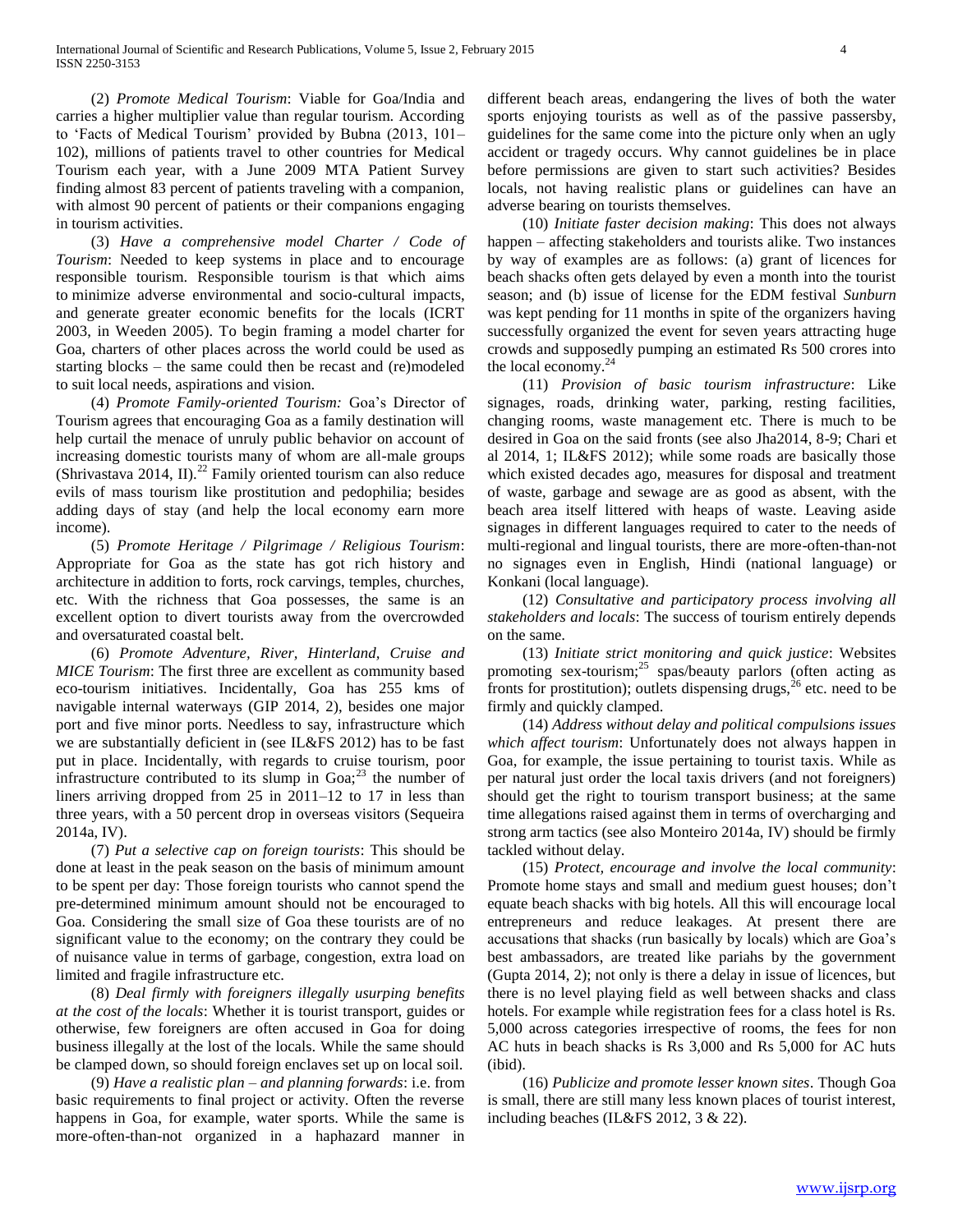(2) *Promote Medical Tourism*: Viable for Goa/India and carries a higher multiplier value than regular tourism. According to 'Facts of Medical Tourism' provided by Bubna (2013, 101–102), millions of patients travel to other countries for Medical Tourism each year, with a June 2009 MTA Patient Survey finding almost 83 percent of patients traveling with a companion, with almost 90 percent of patients or their companions engaging in tourism activities.

(3) *Have a comprehensive model Charter / Code of Tourism*: Needed to keep systems in place and to encourage responsible tourism. Responsible tourism is that which aims to minimize adverse environmental and socio-cultural impacts, and generate greater economic benefits for the locals (ICRT 2003, in Weeden 2005). To begin framing a model charter for Goa, charters of other places across the world could be used as starting blocks – the same could then be recast and (re)modeled to suit local needs, aspirations and vision.

(4) *Promote Family-oriented Tourism:* Goa's Director of Tourism agrees that encouraging Goa as a family destination will help curtail the menace of unruly public behavior on account of increasing domestic tourists many of whom are all-male groups (Shrivastava 2014, II).[22] Family oriented tourism can also reduce evils of mass tourism like prostitution and pedophilia; besides adding days of stay (and help the local economy earn more income).

(5) *Promote Heritage / Pilgrimage / Religious Tourism*: Appropriate for Goa as the state has got rich history and architecture in addition to forts, rock carvings, temples, churches, etc. With the richness that Goa possesses, the same is an excellent option to divert tourists away from the overcrowded and oversaturated coastal belt.

(6) *Promote Adventure, River, Hinterland, Cruise and MICE Tourism*: The first three are excellent as community based eco-tourism initiatives. Incidentally, Goa has 255 kms of navigable internal waterways (GIP 2014, 2), besides one major port and five minor ports. Needless to say, infrastructure which we are substantially deficient in (see IL&FS 2012) has to be fast put in place. Incidentally, with regards to cruise tourism, poor infrastructure contributed to its slump in Goa;[23] the number of liners arriving dropped from 25 in 2011–12 to 17 in less than three years, with a 50 percent drop in overseas visitors (Sequeira 2014a, IV).

(7) *Put a selective cap on foreign tourists*: This should be done at least in the peak season on the basis of minimum amount to be spent per day: Those foreign tourists who cannot spend the pre-determined minimum amount should not be encouraged to Goa. Considering the small size of Goa these tourists are of no significant value to the economy; on the contrary they could be of nuisance value in terms of garbage, congestion, extra load on limited and fragile infrastructure etc.

(8) *Deal firmly with foreigners illegally usurping benefits at the cost of the locals*: Whether it is tourist transport, guides or otherwise, few foreigners are often accused in Goa for doing business illegally at the lost of the locals. While the same should be clamped down, so should foreign enclaves set up on local soil.

(9) *Have a realistic plan – and planning forwards*: i.e. from basic requirements to final project or activity. Often the reverse happens in Goa, for example, water sports. While the same is more-often-than-not organized in a haphazard manner in different beach areas, endangering the lives of both the water sports enjoying tourists as well as of the passive passersby, guidelines for the same come into the picture only when an ugly accident or tragedy occurs. Why cannot guidelines be in place before permissions are given to start such activities? Besides locals, not having realistic plans or guidelines can have an adverse bearing on tourists themselves.

(10) *Initiate faster decision making*: This does not always happen – affecting stakeholders and tourists alike. Two instances by way of examples are as follows: (a) grant of licences for beach shacks often gets delayed by even a month into the tourist season; and (b) issue of license for the EDM festival *Sunburn* was kept pending for 11 months in spite of the organizers having successfully organized the event for seven years attracting huge crowds and supposedly pumping an estimated Rs 500 crores into the local economy.[24]

(11) *Provision of basic tourism infrastructure*: Like signages, roads, drinking water, parking, resting facilities, changing rooms, waste management etc. There is much to be desired in Goa on the said fronts (see also Jha2014, 8-9; Chari et al 2014, 1; IL&FS 2012); while some roads are basically those which existed decades ago, measures for disposal and treatment of waste, garbage and sewage are as good as absent, with the beach area itself littered with heaps of waste. Leaving aside signages in different languages required to cater to the needs of multi-regional and lingual tourists, there are more-often-than-not no signages even in English, Hindi (national language) or Konkani (local language).

(12) *Consultative and participatory process involving all stakeholders and locals*: The success of tourism entirely depends on the same.

(13) *Initiate strict monitoring and quick justice*: Websites promoting sex-tourism;[25] spas/beauty parlors (often acting as fronts for prostitution); outlets dispensing drugs,[26] etc. need to be firmly and quickly clamped.

(14) *Address without delay and political compulsions issues which affect tourism*: Unfortunately does not always happen in Goa, for example, the issue pertaining to tourist taxis. While as per natural just order the local taxis drivers (and not foreigners) should get the right to tourism transport business; at the same time allegations raised against them in terms of overcharging and strong arm tactics (see also Monteiro 2014a, IV) should be firmly tackled without delay.

(15) *Protect, encourage and involve the local community*: Promote home stays and small and medium guest houses; don't equate beach shacks with big hotels. All this will encourage local entrepreneurs and reduce leakages. At present there are accusations that shacks (run basically by locals) which are Goa's best ambassadors, are treated like pariahs by the government (Gupta 2014, 2); not only is there a delay in issue of licences, but there is no level playing field as well between shacks and class hotels. For example while registration fees for a class hotel is Rs. 5,000 across categories irrespective of rooms, the fees for non AC huts in beach shacks is Rs 3,000 and Rs 5,000 for AC huts (ibid).

(16) *Publicize and promote lesser known sites*. Though Goa is small, there are still many less known places of tourist interest, including beaches (IL&FS 2012, 3 & 22).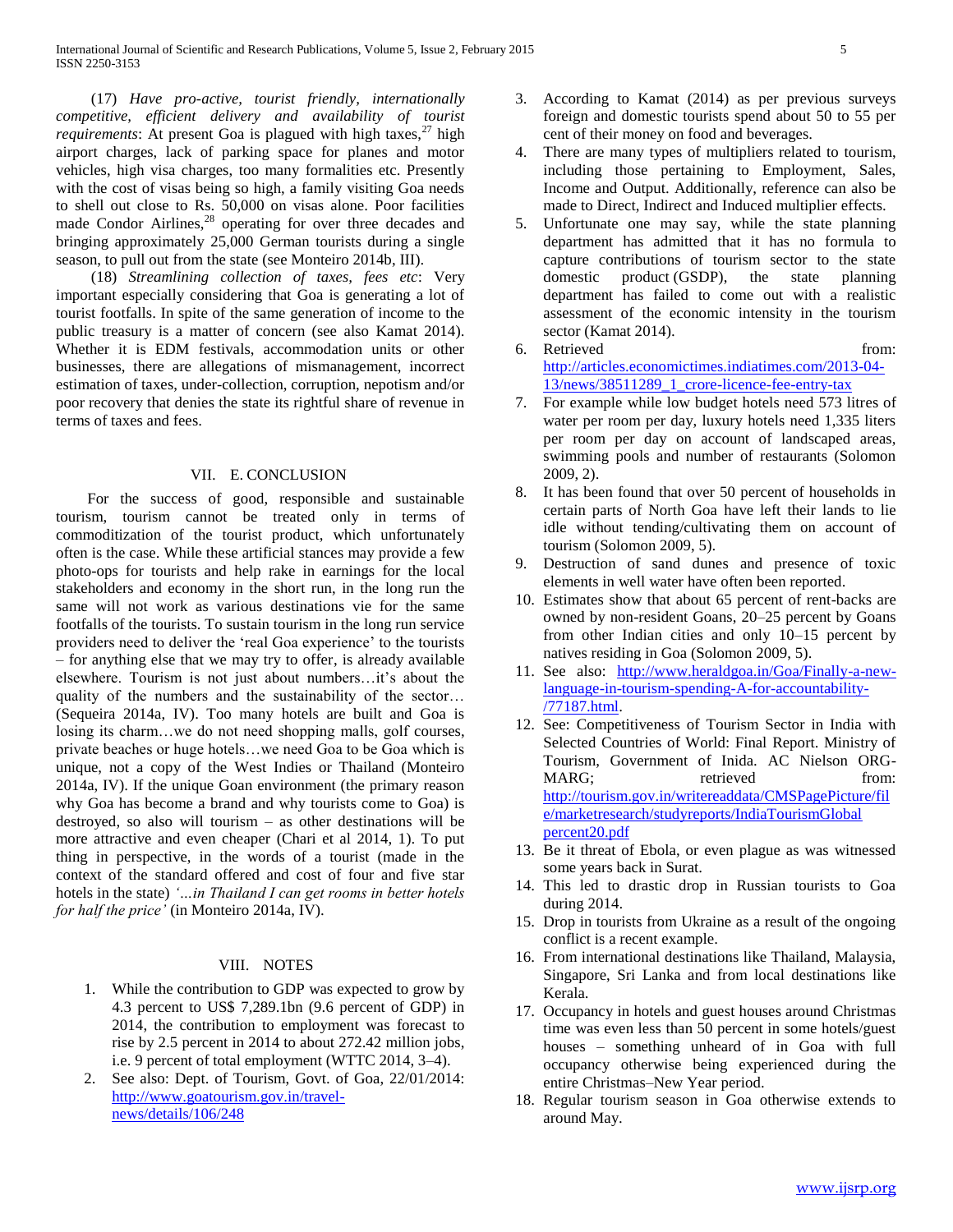(17) *Have pro-active, tourist friendly, internationally competitive, efficient delivery and availability of tourist requirements*: At present Goa is plagued with high taxes,[27] high airport charges, lack of parking space for planes and motor vehicles, high visa charges, too many formalities etc. Presently with the cost of visas being so high, a family visiting Goa needs to shell out close to Rs. 50,000 on visas alone. Poor facilities made Condor Airlines,[28] operating for over three decades and bringing approximately 25,000 German tourists during a single season, to pull out from the state (see Monteiro 2014b, III).

(18) *Streamlining collection of taxes, fees etc*: Very important especially considering that Goa is generating a lot of tourist footfalls. In spite of the same generation of income to the public treasury is a matter of concern (see also Kamat 2014). Whether it is EDM festivals, accommodation units or other businesses, there are allegations of mismanagement, incorrect estimation of taxes, under-collection, corruption, nepotism and/or poor recovery that denies the state its rightful share of revenue in terms of taxes and fees.

## VII. E. CONCLUSION

For the success of good, responsible and sustainable tourism, tourism cannot be treated only in terms of commoditization of the tourist product, which unfortunately often is the case. While these artificial stances may provide a few photo-ops for tourists and help rake in earnings for the local stakeholders and economy in the short run, in the long run the same will not work as various destinations vie for the same footfalls of the tourists. To sustain tourism in the long run service providers need to deliver the 'real Goa experience' to the tourists – for anything else that we may try to offer, is already available elsewhere. Tourism is not just about numbers…it's about the quality of the numbers and the sustainability of the sector… (Sequeira 2014a, IV). Too many hotels are built and Goa is losing its charm…we do not need shopping malls, golf courses, private beaches or huge hotels…we need Goa to be Goa which is unique, not a copy of the West Indies or Thailand (Monteiro 2014a, IV). If the unique Goan environment (the primary reason why Goa has become a brand and why tourists come to Goa) is destroyed, so also will tourism – as other destinations will be more attractive and even cheaper (Chari et al 2014, 1). To put thing in perspective, in the words of a tourist (made in the context of the standard offered and cost of four and five star hotels in the state) *'...in Thailand I can get rooms in better hotels for half the price'* (in Monteiro 2014a, IV).

## VIII. NOTES

1. While the contribution to GDP was expected to grow by 4.3 percent to US$ 7,289.1bn (9.6 percent of GDP) in 2014, the contribution to employment was forecast to rise by 2.5 percent in 2014 to about 272.42 million jobs, i.e. 9 percent of total employment (WTTC 2014, 3–4).
2. See also: Dept. of Tourism, Govt. of Goa, 22/01/2014: http://www.goatourism.gov.in/travel-news/details/106/248
3. According to Kamat (2014) as per previous surveys foreign and domestic tourists spend about 50 to 55 per cent of their money on food and beverages.
4. There are many types of multipliers related to tourism, including those pertaining to Employment, Sales, Income and Output. Additionally, reference can also be made to Direct, Indirect and Induced multiplier effects.
5. Unfortunate one may say, while the state planning department has admitted that it has no formula to capture contributions of tourism sector to the state domestic product (GSDP), the state planning department has failed to come out with a realistic assessment of the economic intensity in the tourism sector (Kamat 2014).
6. Retrieved from: http://articles.economictimes.indiatimes.com/2013-04-13/news/38511289_1_crore-licence-fee-entry-tax
7. For example while low budget hotels need 573 litres of water per room per day, luxury hotels need 1,335 liters per room per day on account of landscaped areas, swimming pools and number of restaurants (Solomon 2009, 2).
8. It has been found that over 50 percent of households in certain parts of North Goa have left their lands to lie idle without tending/cultivating them on account of tourism (Solomon 2009, 5).
9. Destruction of sand dunes and presence of toxic elements in well water have often been reported.
10. Estimates show that about 65 percent of rent-backs are owned by non-resident Goans, 20–25 percent by Goans from other Indian cities and only 10–15 percent by natives residing in Goa (Solomon 2009, 5).
11. See also: http://www.heraldgoa.in/Goa/Finally-a-new-language-in-tourism-spending-A-for-accountability-/77187.html.
12. See: Competitiveness of Tourism Sector in India with Selected Countries of World: Final Report. Ministry of Tourism, Government of Inida. AC Nielson ORG-MARG; retrieved from: http://tourism.gov.in/writereaddata/CMSPagePicture/file/marketresearch/studyreports/IndiaTourismGlobal percent20.pdf
13. Be it threat of Ebola, or even plague as was witnessed some years back in Surat.
14. This led to drastic drop in Russian tourists to Goa during 2014.
15. Drop in tourists from Ukraine as a result of the ongoing conflict is a recent example.
16. From international destinations like Thailand, Malaysia, Singapore, Sri Lanka and from local destinations like Kerala.
17. Occupancy in hotels and guest houses around Christmas time was even less than 50 percent in some hotels/guest houses – something unheard of in Goa with full occupancy otherwise being experienced during the entire Christmas–New Year period.
18. Regular tourism season in Goa otherwise extends to around May.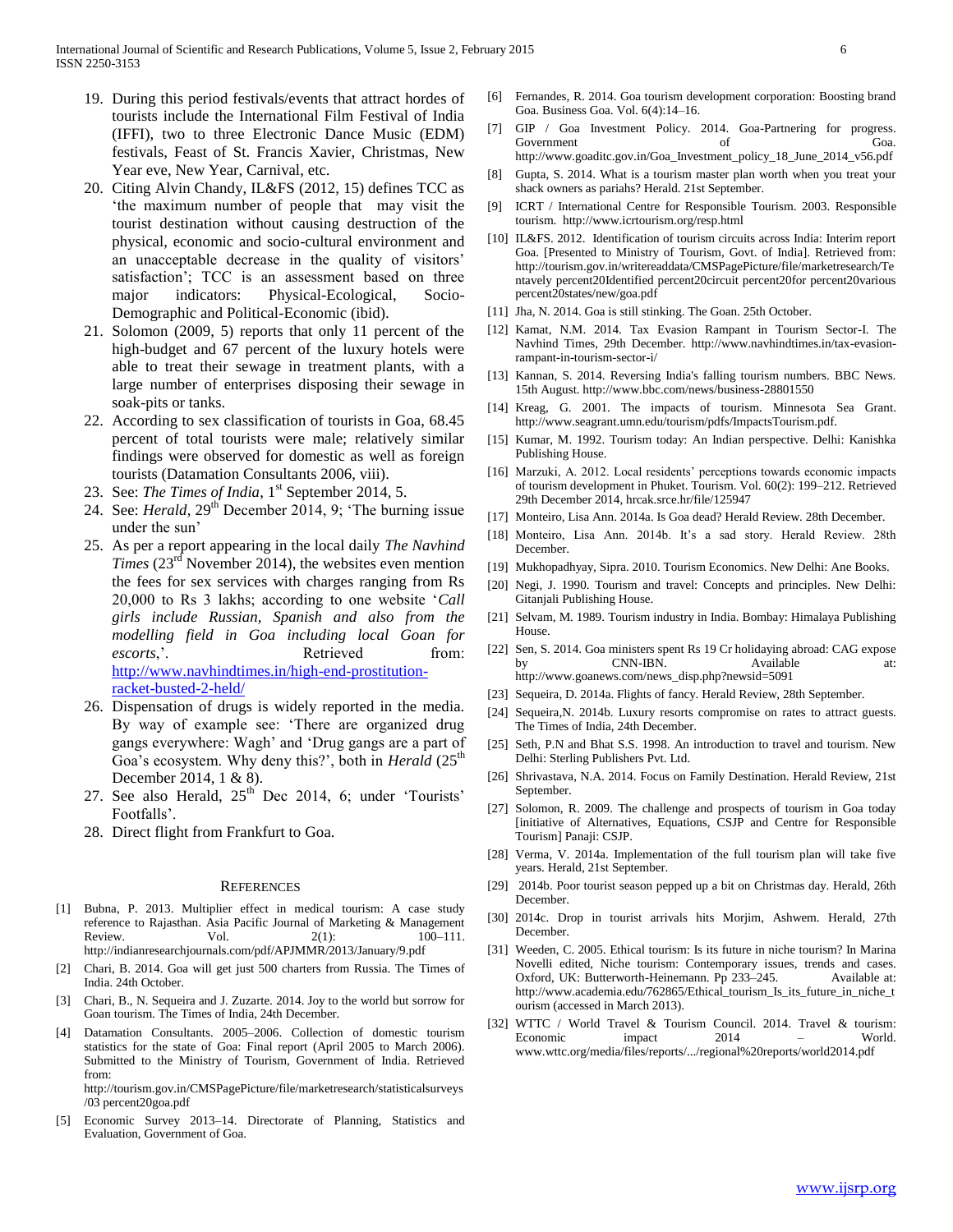19. During this period festivals/events that attract hordes of tourists include the International Film Festival of India (IFFI), two to three Electronic Dance Music (EDM) festivals, Feast of St. Francis Xavier, Christmas, New Year eve, New Year, Carnival, etc.
20. Citing Alvin Chandy, IL&FS (2012, 15) defines TCC as 'the maximum number of people that may visit the tourist destination without causing destruction of the physical, economic and socio-cultural environment and an unacceptable decrease in the quality of visitors' satisfaction'; TCC is an assessment based on three major indicators: Physical-Ecological, Socio-Demographic and Political-Economic (ibid).
21. Solomon (2009, 5) reports that only 11 percent of the high-budget and 67 percent of the luxury hotels were able to treat their sewage in treatment plants, with a large number of enterprises disposing their sewage in soak-pits or tanks.
22. According to sex classification of tourists in Goa, 68.45 percent of total tourists were male; relatively similar findings were observed for domestic as well as foreign tourists (Datamation Consultants 2006, viii).
23. See: *The Times of India*, 1st September 2014, 5.
24. See: *Herald*, 29th December 2014, 9; 'The burning issue under the sun'
25. As per a report appearing in the local daily *The Navhind Times* (23rd November 2014), the websites even mention the fees for sex services with charges ranging from Rs 20,000 to Rs 3 lakhs; according to one website '*Call girls include Russian, Spanish and also from the modelling field in Goa including local Goan for escorts*,'. Retrieved from: http://www.navhindtimes.in/high-end-prostitution-racket-busted-2-held/
26. Dispensation of drugs is widely reported in the media. By way of example see: 'There are organized drug gangs everywhere: Wagh' and 'Drug gangs are a part of Goa's ecosystem. Why deny this?', both in *Herald* (25th December 2014, 1 & 8).
27. See also Herald, 25th Dec 2014, 6; under 'Tourists' Footfalls'.
28. Direct flight from Frankfurt to Goa.

## References

[1] Bubna, P. 2013. Multiplier effect in medical tourism: A case study reference to Rajasthan. Asia Pacific Journal of Marketing & Management Review. Vol. 2(1): 100–111. http://indianresearchjournals.com/pdf/APJMMR/2013/January/9.pdf

[2] Chari, B. 2014. Goa will get just 500 charters from Russia. The Times of India. 24th October.

[3] Chari, B., N. Sequeira and J. Zuzarte. 2014. Joy to the world but sorrow for Goan tourism. The Times of India, 24th December.

[4] Datamation Consultants. 2005–2006. Collection of domestic tourism statistics for the state of Goa: Final report (April 2005 to March 2006). Submitted to the Ministry of Tourism, Government of India. Retrieved from: http://tourism.gov.in/CMSPagePicture/file/marketresearch/statisticalsurveys/03 percent20goa.pdf

[5] Economic Survey 2013–14. Directorate of Planning, Statistics and Evaluation, Government of Goa.

[6] Fernandes, R. 2014. Goa tourism development corporation: Boosting brand Goa. Business Goa. Vol. 6(4):14–16.

[7] GIP / Goa Investment Policy. 2014. Goa-Partnering for progress. Government of Goa. http://www.goaditc.gov.in/Goa_Investment_policy_18_June_2014_v56.pdf

[8] Gupta, S. 2014. What is a tourism master plan worth when you treat your shack owners as pariahs? Herald. 21st September.

[9] ICRT / International Centre for Responsible Tourism. 2003. Responsible tourism. http://www.icrtourism.org/resp.html

[10] IL&FS. 2012. Identification of tourism circuits across India: Interim report Goa. [Presented to Ministry of Tourism, Govt. of India]. Retrieved from: http://tourism.gov.in/writereaddata/CMSPagePicture/file/marketresearch/Tentavely percent20Identified percent20circuit percent20for percent20various percent20states/new/goa.pdf

[11] Jha, N. 2014. Goa is still stinking. The Goan. 25th October.

[12] Kamat, N.M. 2014. Tax Evasion Rampant in Tourism Sector-I. The Navhind Times, 29th December. http://www.navhindtimes.in/tax-evasion-rampant-in-tourism-sector-i/

[13] Kannan, S. 2014. Reversing India's falling tourism numbers. BBC News. 15th August. http://www.bbc.com/news/business-28801550

[14] Kreag, G. 2001. The impacts of tourism. Minnesota Sea Grant. http://www.seagrant.umn.edu/tourism/pdfs/ImpactsTourism.pdf.

[15] Kumar, M. 1992. Tourism today: An Indian perspective. Delhi: Kanishka Publishing House.

[16] Marzuki, A. 2012. Local residents' perceptions towards economic impacts of tourism development in Phuket. Tourism. Vol. 60(2): 199–212. Retrieved 29th December 2014, hrcak.srce.hr/file/125947

[17] Monteiro, Lisa Ann. 2014a. Is Goa dead? Herald Review. 28th December.

[18] Monteiro, Lisa Ann. 2014b. It's a sad story. Herald Review. 28th December.

[19] Mukhopadhyay, Sipra. 2010. Tourism Economics. New Delhi: Ane Books.

[20] Negi, J. 1990. Tourism and travel: Concepts and principles. New Delhi: Gitanjali Publishing House.

[21] Selvam, M. 1989. Tourism industry in India. Bombay: Himalaya Publishing House.

[22] Sen, S. 2014. Goa ministers spent Rs 19 Cr holidaying abroad: CAG expose by CNN-IBN. Available at: http://www.goanews.com/news_disp.php?newsid=5091

[23] Sequeira, D. 2014a. Flights of fancy. Herald Review, 28th September.

[24] Sequeira,N. 2014b. Luxury resorts compromise on rates to attract guests. The Times of India, 24th December.

[25] Seth, P.N and Bhat S.S. 1998. An introduction to travel and tourism. New Delhi: Sterling Publishers Pvt. Ltd.

[26] Shrivastava, N.A. 2014. Focus on Family Destination. Herald Review, 21st September.

[27] Solomon, R. 2009. The challenge and prospects of tourism in Goa today [initiative of Alternatives, Equations, CSJP and Centre for Responsible Tourism] Panaji: CSJP.

[28] Verma, V. 2014a. Implementation of the full tourism plan will take five years. Herald, 21st September.

[29] 2014b. Poor tourist season pepped up a bit on Christmas day. Herald, 26th December.

[30] 2014c. Drop in tourist arrivals hits Morjim, Ashwem. Herald, 27th December.

[31] Weeden, C. 2005. Ethical tourism: Is its future in niche tourism? In Marina Novelli edited, Niche tourism: Contemporary issues, trends and cases. Oxford, UK: Butterworth-Heinemann. Pp 233–245. Available at: http://www.academia.edu/762865/Ethical_tourism_Is_its_future_in_niche_tourism (accessed in March 2013).

[32] WTTC / World Travel & Tourism Council. 2014. Travel & tourism: Economic impact 2014 – World. www.wttc.org/media/files/reports/.../regional%20reports/world2014.pdf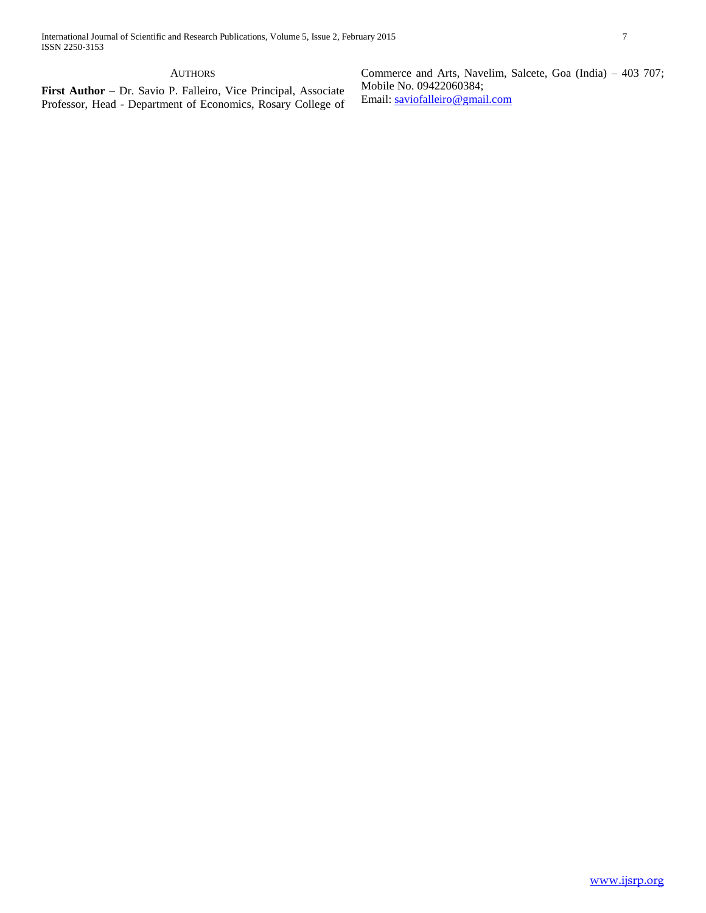## AUTHORS

**First Author** – Dr. Savio P. Falleiro, Vice Principal, Associate Professor, Head - Department of Economics, Rosary College of Commerce and Arts, Navelim, Salcete, Goa (India) – 403 707; Mobile No. 09422060384; Email: saviofalleiro@gmail.com